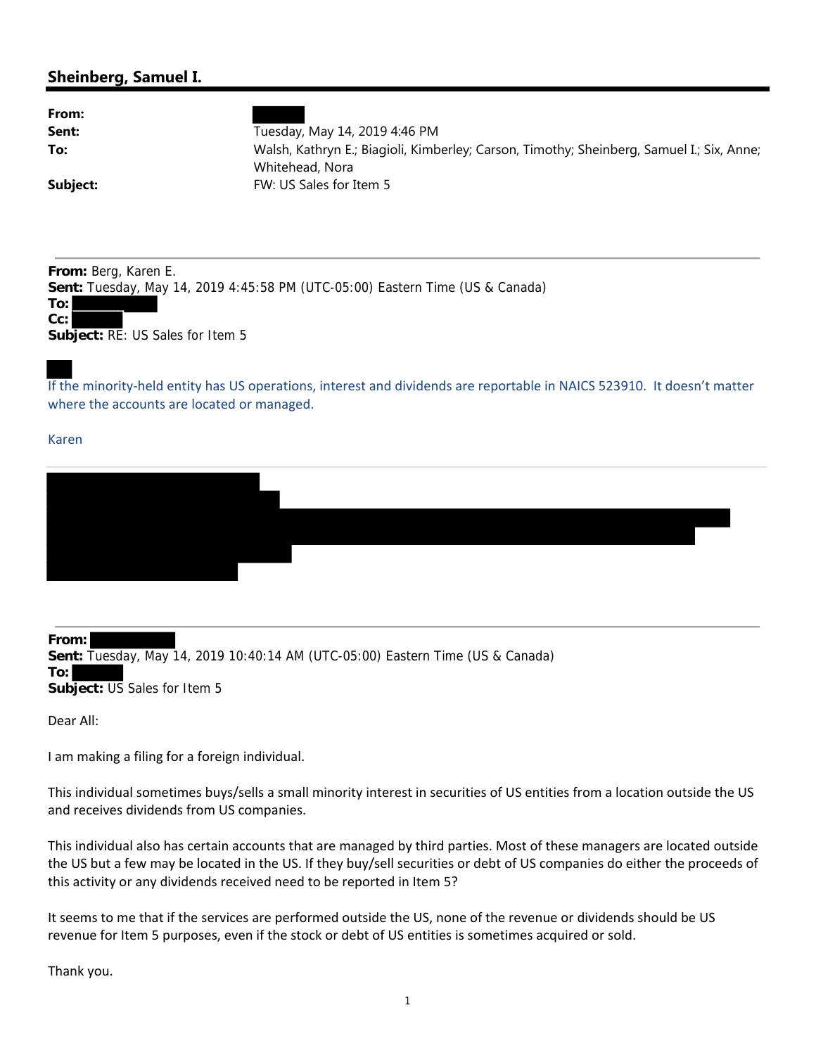## Sheinberg, Samuel I.

**From:**
**Sent:** Tuesday, May 14, 2019 4:46 PM
**To:** Walsh, Kathryn E.; Biagioli, Kimberley; Carson, Timothy; Sheinberg, Samuel I.; Six, Anne; Whitehead, Nora
**Subject:** FW: US Sales for Item 5

---

**From:** Berg, Karen E.
**Sent:** Tuesday, May 14, 2019 4:45:58 PM (UTC-05:00) Eastern Time (US & Canada)
**To:**
**Cc:**
**Subject:** RE: US Sales for Item 5

If the minority-held entity has US operations, interest and dividends are reportable in NAICS 523910. It doesn't matter where the accounts are located or managed.

Karen

---

**From:**
**Sent:** Tuesday, May 14, 2019 10:40:14 AM (UTC-05:00) Eastern Time (US & Canada)
**To:**
**Subject:** US Sales for Item 5

Dear All:

I am making a filing for a foreign individual.

This individual sometimes buys/sells a small minority interest in securities of US entities from a location outside the US and receives dividends from US companies.

This individual also has certain accounts that are managed by third parties. Most of these managers are located outside the US but a few may be located in the US. If they buy/sell securities or debt of US companies do either the proceeds of this activity or any dividends received need to be reported in Item 5?

It seems to me that if the services are performed outside the US, none of the revenue or dividends should be US revenue for Item 5 purposes, even if the stock or debt of US entities is sometimes acquired or sold.

Thank you.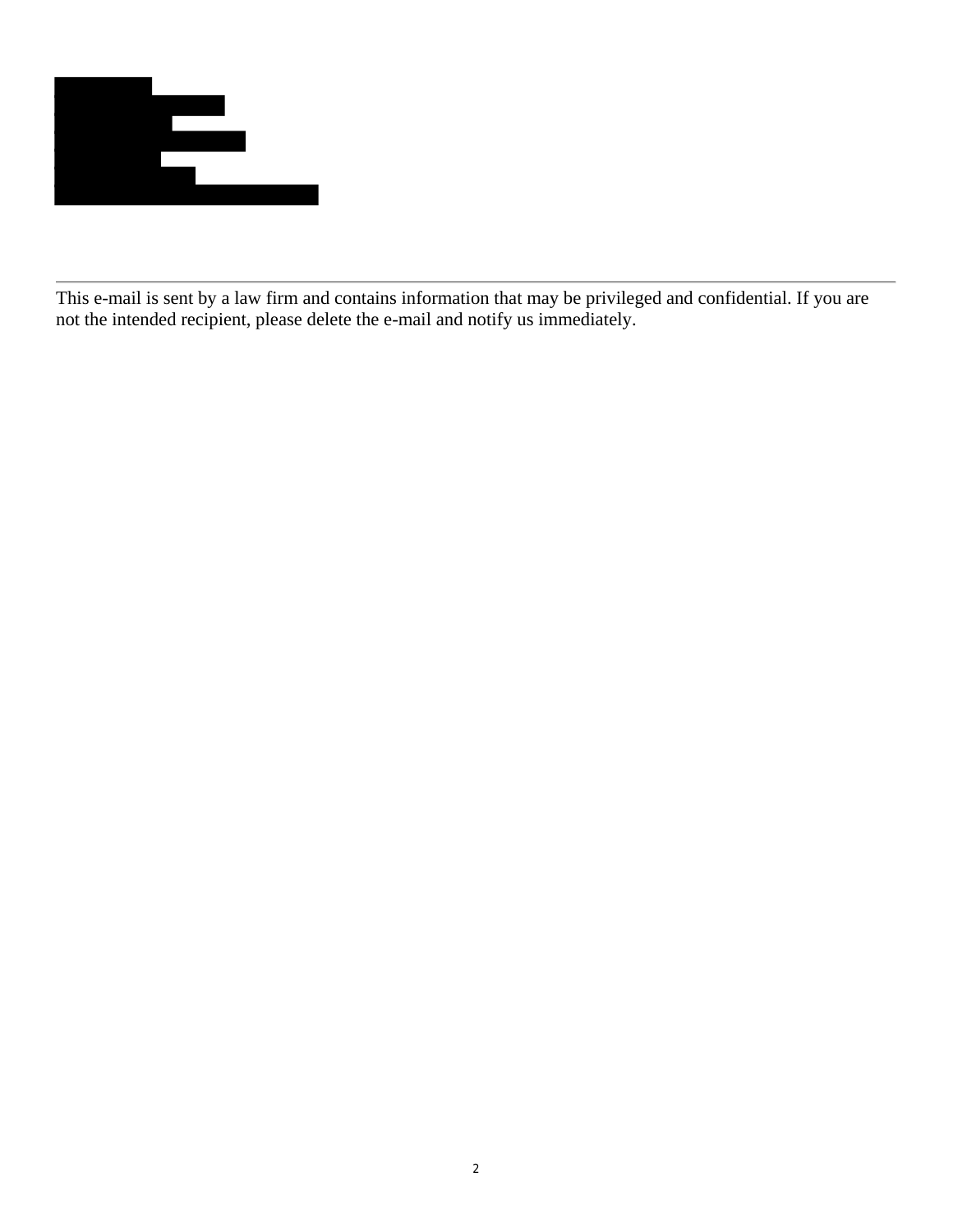---

This e-mail is sent by a law firm and contains information that may be privileged and confidential. If you are not the intended recipient, please delete the e-mail and notify us immediately.